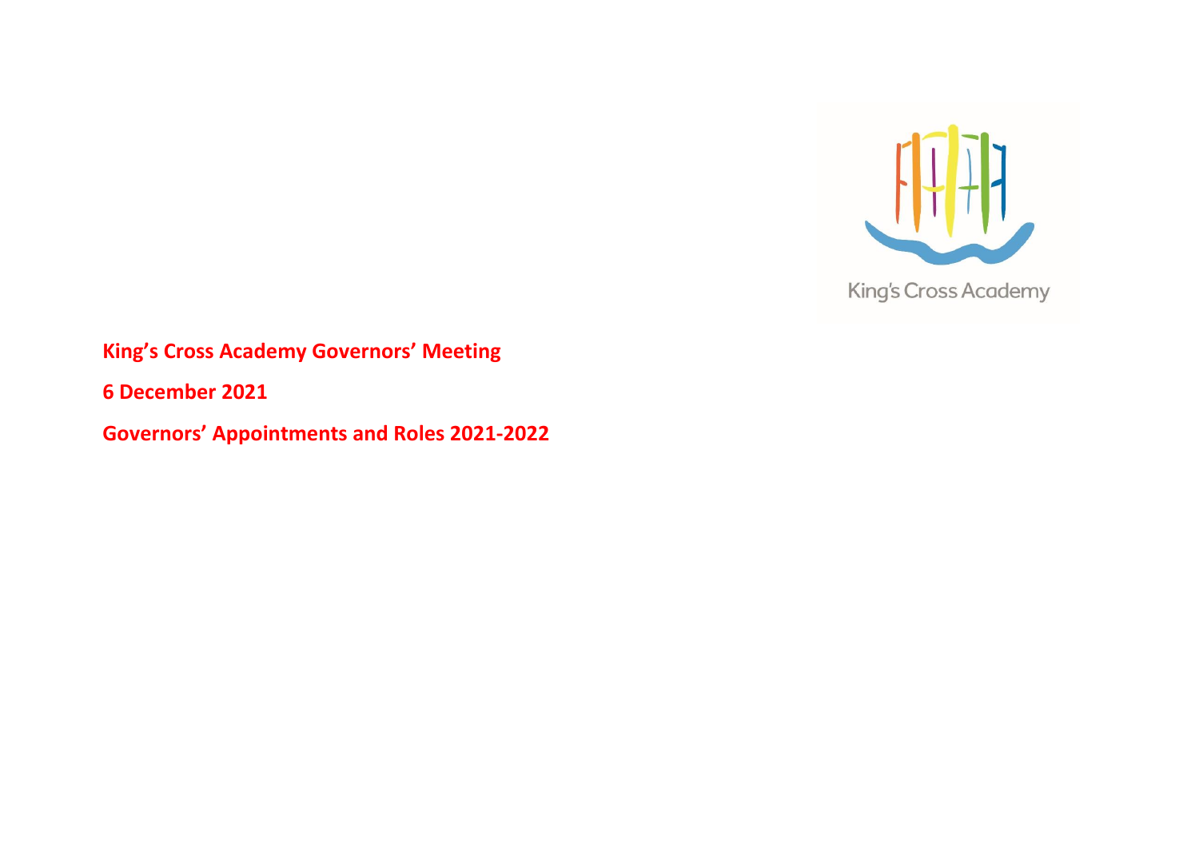King's Cross Academy

**King's Cross Academy Governors' Meeting**

**6 December 2021**

**Governors' Appointments and Roles 2021-2022**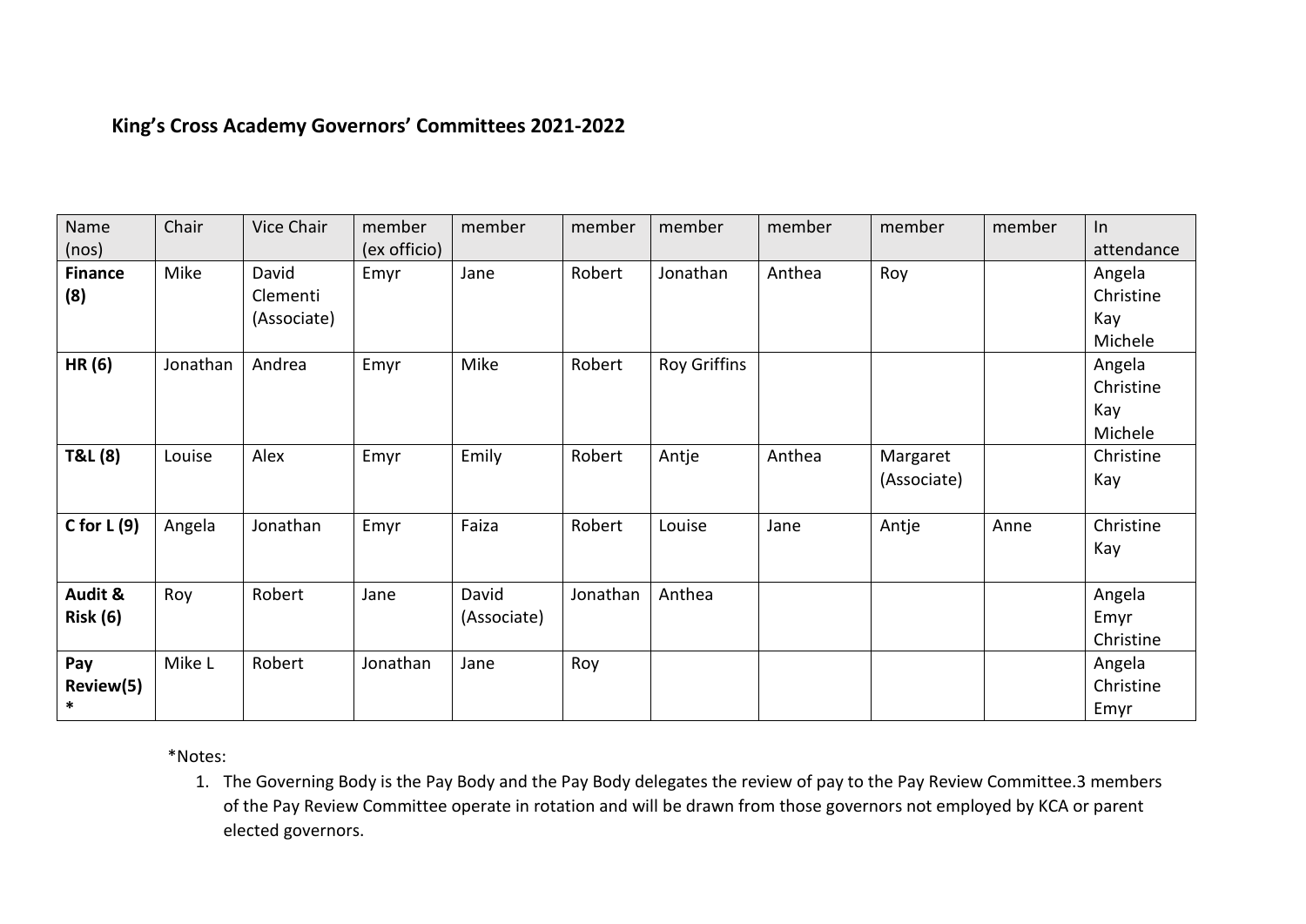**King's Cross Academy Governors' Committees 2021-2022**

| Name (nos) | Chair | Vice Chair | member (ex officio) | member | member | member | member | member | member | In attendance |
|---|---|---|---|---|---|---|---|---|---|---|
| **Finance (8)** | Mike | David Clementi (Associate) | Emyr | Jane | Robert | Jonathan | Anthea | Roy | | Angela Christine Kay Michele |
| **HR (6)** | Jonathan | Andrea | Emyr | Mike | Robert | Roy Griffins | | | | Angela Christine Kay Michele |
| **T&L (8)** | Louise | Alex | Emyr | Emily | Robert | Antje | Anthea | Margaret (Associate) | | Christine Kay |
| **C for L (9)** | Angela | Jonathan | Emyr | Faiza | Robert | Louise | Jane | Antje | Anne | Christine Kay |
| **Audit & Risk (6)** | Roy | Robert | Jane | David (Associate) | Jonathan | Anthea | | | | Angela Emyr Christine |
| **Pay Review(5) \*** | Mike L | Robert | Jonathan | Jane | Roy | | | | | Angela Christine Emyr |

*Notes:

1. The Governing Body is the Pay Body and the Pay Body delegates the review of pay to the Pay Review Committee.3 members of the Pay Review Committee operate in rotation and will be drawn from those governors not employed by KCA or parent elected governors.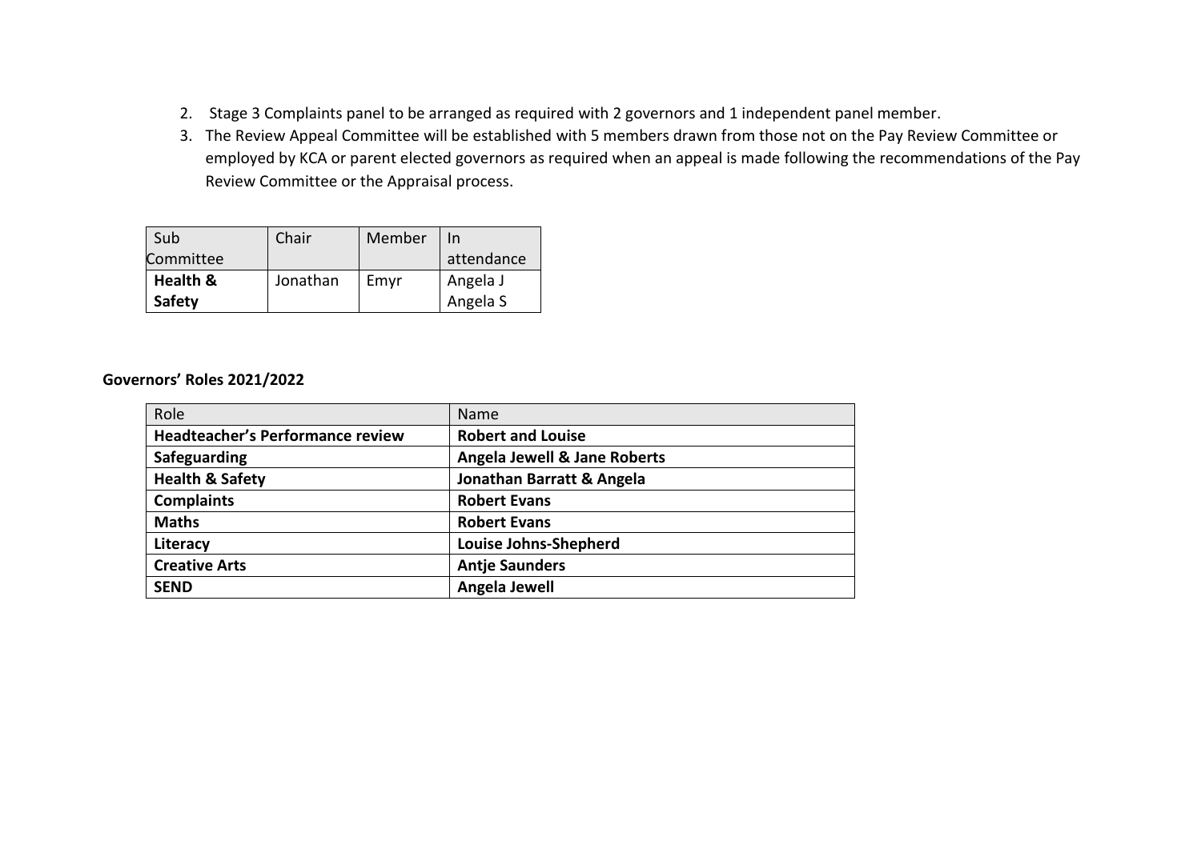2. Stage 3 Complaints panel to be arranged as required with 2 governors and 1 independent panel member.
3. The Review Appeal Committee will be established with 5 members drawn from those not on the Pay Review Committee or employed by KCA or parent elected governors as required when an appeal is made following the recommendations of the Pay Review Committee or the Appraisal process.

| Sub Committee | Chair | Member | In attendance |
|---|---|---|---|
| **Health & Safety** | Jonathan | Emyr | Angela J<br>Angela S |

**Governors' Roles 2021/2022**

| Role | Name |
|---|---|
| **Headteacher's Performance review** | **Robert and Louise** |
| **Safeguarding** | **Angela Jewell & Jane Roberts** |
| **Health & Safety** | **Jonathan Barratt & Angela** |
| **Complaints** | **Robert Evans** |
| **Maths** | **Robert Evans** |
| **Literacy** | **Louise Johns-Shepherd** |
| **Creative Arts** | **Antje Saunders** |
| **SEND** | **Angela Jewell** |